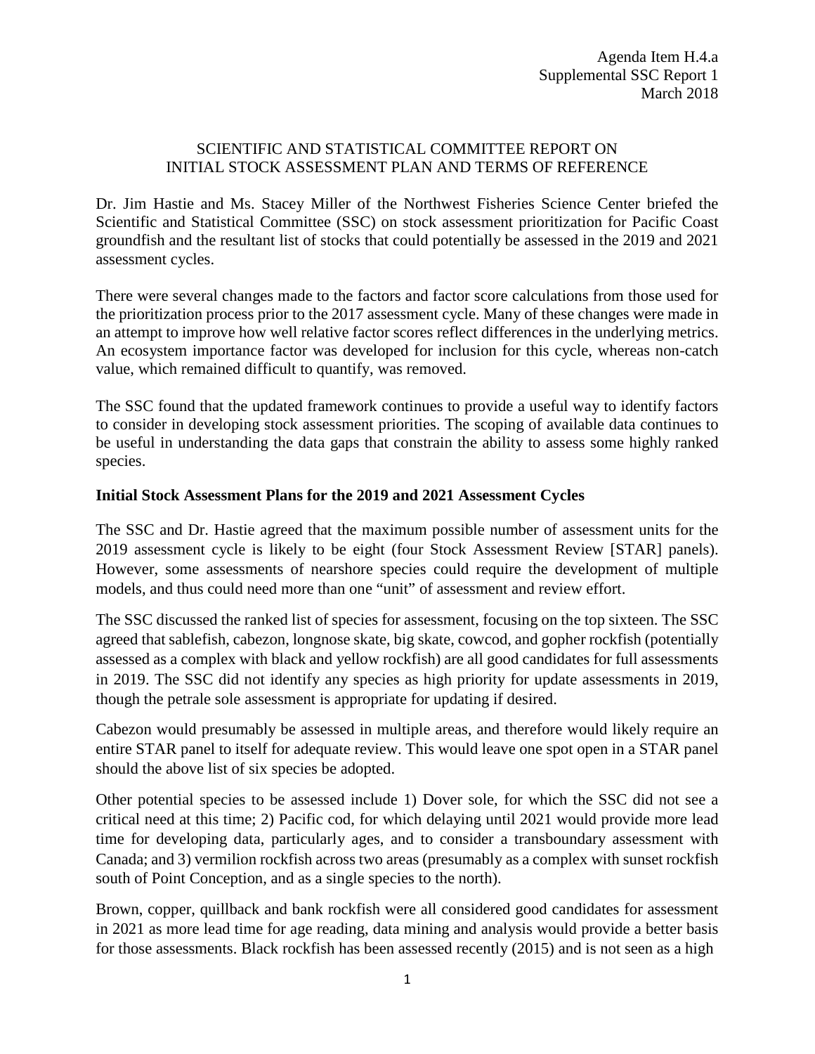Agenda Item H.4.a
Supplemental SSC Report 1
March 2018

SCIENTIFIC AND STATISTICAL COMMITTEE REPORT ON
INITIAL STOCK ASSESSMENT PLAN AND TERMS OF REFERENCE

Dr. Jim Hastie and Ms. Stacey Miller of the Northwest Fisheries Science Center briefed the Scientific and Statistical Committee (SSC) on stock assessment prioritization for Pacific Coast groundfish and the resultant list of stocks that could potentially be assessed in the 2019 and 2021 assessment cycles.

There were several changes made to the factors and factor score calculations from those used for the prioritization process prior to the 2017 assessment cycle. Many of these changes were made in an attempt to improve how well relative factor scores reflect differences in the underlying metrics. An ecosystem importance factor was developed for inclusion for this cycle, whereas non-catch value, which remained difficult to quantify, was removed.

The SSC found that the updated framework continues to provide a useful way to identify factors to consider in developing stock assessment priorities. The scoping of available data continues to be useful in understanding the data gaps that constrain the ability to assess some highly ranked species.

**Initial Stock Assessment Plans for the 2019 and 2021 Assessment Cycles**

The SSC and Dr. Hastie agreed that the maximum possible number of assessment units for the 2019 assessment cycle is likely to be eight (four Stock Assessment Review [STAR] panels). However, some assessments of nearshore species could require the development of multiple models, and thus could need more than one "unit" of assessment and review effort.

The SSC discussed the ranked list of species for assessment, focusing on the top sixteen. The SSC agreed that sablefish, cabezon, longnose skate, big skate, cowcod, and gopher rockfish (potentially assessed as a complex with black and yellow rockfish) are all good candidates for full assessments in 2019. The SSC did not identify any species as high priority for update assessments in 2019, though the petrale sole assessment is appropriate for updating if desired.

Cabezon would presumably be assessed in multiple areas, and therefore would likely require an entire STAR panel to itself for adequate review. This would leave one spot open in a STAR panel should the above list of six species be adopted.

Other potential species to be assessed include 1) Dover sole, for which the SSC did not see a critical need at this time; 2) Pacific cod, for which delaying until 2021 would provide more lead time for developing data, particularly ages, and to consider a transboundary assessment with Canada; and 3) vermilion rockfish across two areas (presumably as a complex with sunset rockfish south of Point Conception, and as a single species to the north).

Brown, copper, quillback and bank rockfish were all considered good candidates for assessment in 2021 as more lead time for age reading, data mining and analysis would provide a better basis for those assessments. Black rockfish has been assessed recently (2015) and is not seen as a high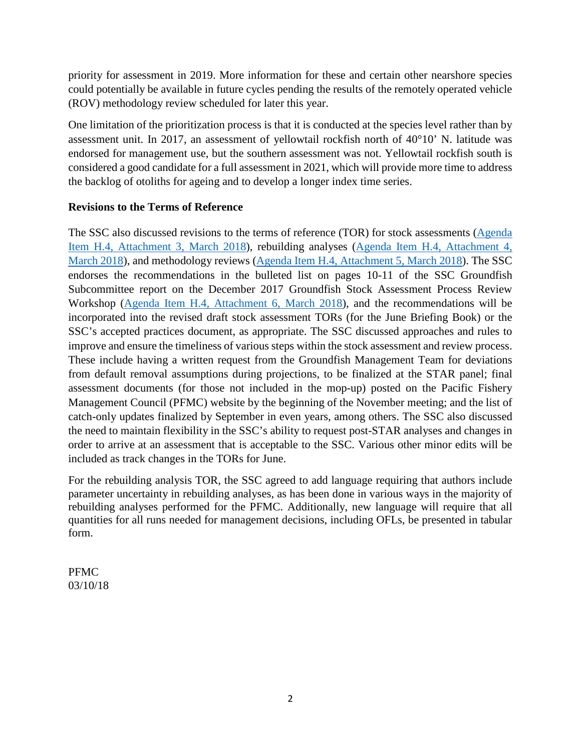priority for assessment in 2019. More information for these and certain other nearshore species could potentially be available in future cycles pending the results of the remotely operated vehicle (ROV) methodology review scheduled for later this year.

One limitation of the prioritization process is that it is conducted at the species level rather than by assessment unit. In 2017, an assessment of yellowtail rockfish north of 40°10' N. latitude was endorsed for management use, but the southern assessment was not. Yellowtail rockfish south is considered a good candidate for a full assessment in 2021, which will provide more time to address the backlog of otoliths for ageing and to develop a longer index time series.

**Revisions to the Terms of Reference**

The SSC also discussed revisions to the terms of reference (TOR) for stock assessments (Agenda Item H.4, Attachment 3, March 2018), rebuilding analyses (Agenda Item H.4, Attachment 4, March 2018), and methodology reviews (Agenda Item H.4, Attachment 5, March 2018). The SSC endorses the recommendations in the bulleted list on pages 10-11 of the SSC Groundfish Subcommittee report on the December 2017 Groundfish Stock Assessment Process Review Workshop (Agenda Item H.4, Attachment 6, March 2018), and the recommendations will be incorporated into the revised draft stock assessment TORs (for the June Briefing Book) or the SSC's accepted practices document, as appropriate. The SSC discussed approaches and rules to improve and ensure the timeliness of various steps within the stock assessment and review process. These include having a written request from the Groundfish Management Team for deviations from default removal assumptions during projections, to be finalized at the STAR panel; final assessment documents (for those not included in the mop-up) posted on the Pacific Fishery Management Council (PFMC) website by the beginning of the November meeting; and the list of catch-only updates finalized by September in even years, among others. The SSC also discussed the need to maintain flexibility in the SSC's ability to request post-STAR analyses and changes in order to arrive at an assessment that is acceptable to the SSC. Various other minor edits will be included as track changes in the TORs for June.

For the rebuilding analysis TOR, the SSC agreed to add language requiring that authors include parameter uncertainty in rebuilding analyses, as has been done in various ways in the majority of rebuilding analyses performed for the PFMC. Additionally, new language will require that all quantities for all runs needed for management decisions, including OFLs, be presented in tabular form.

PFMC
03/10/18